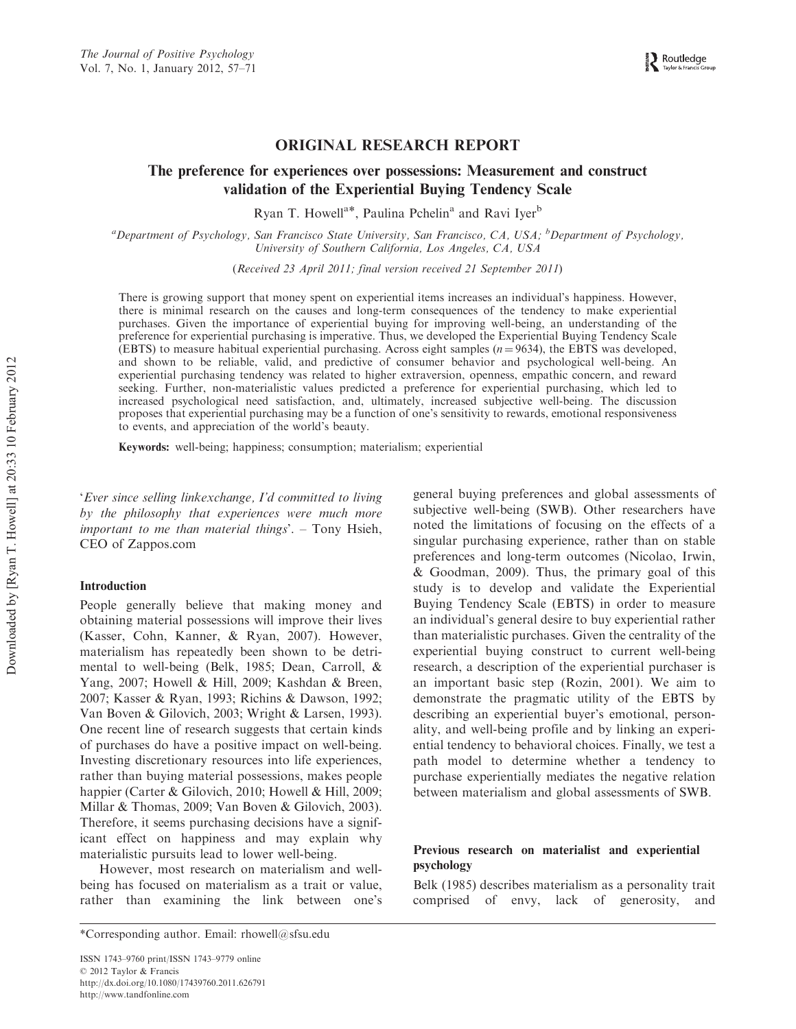ORIGINAL RESEARCH REPORT

# The preference for experiences over possessions: Measurement and construct validation of the Experiential Buying Tendency Scale

Ryan T. Howell[a]*, Paulina Pchelin[a] and Ravi Iyer[b]

[a]Department of Psychology, San Francisco State University, San Francisco, CA, USA; [b]Department of Psychology, University of Southern California, Los Angeles, CA, USA

(*Received 23 April 2011; final version received 21 September 2011*)

There is growing support that money spent on experiential items increases an individual's happiness. However, there is minimal research on the causes and long-term consequences of the tendency to make experiential purchases. Given the importance of experiential buying for improving well-being, an understanding of the preference for experiential purchasing is imperative. Thus, we developed the Experiential Buying Tendency Scale (EBTS) to measure habitual experiential purchasing. Across eight samples ($n = 9634$), the EBTS was developed, and shown to be reliable, valid, and predictive of consumer behavior and psychological well-being. An experiential purchasing tendency was related to higher extraversion, openness, empathic concern, and reward seeking. Further, non-materialistic values predicted a preference for experiential purchasing, which led to increased psychological need satisfaction, and, ultimately, increased subjective well-being. The discussion proposes that experiential purchasing may be a function of one's sensitivity to rewards, emotional responsiveness to events, and appreciation of the world's beauty.

**Keywords:** well-being; happiness; consumption; materialism; experiential

'*Ever since selling linkexchange, I'd committed to living by the philosophy that experiences were much more important to me than material things*'. – Tony Hsieh, CEO of Zappos.com

## Introduction

People generally believe that making money and obtaining material possessions will improve their lives (Kasser, Cohn, Kanner, & Ryan, 2007). However, materialism has repeatedly been shown to be detrimental to well-being (Belk, 1985; Dean, Carroll, & Yang, 2007; Howell & Hill, 2009; Kashdan & Breen, 2007; Kasser & Ryan, 1993; Richins & Dawson, 1992; Van Boven & Gilovich, 2003; Wright & Larsen, 1993). One recent line of research suggests that certain kinds of purchases do have a positive impact on well-being. Investing discretionary resources into life experiences, rather than buying material possessions, makes people happier (Carter & Gilovich, 2010; Howell & Hill, 2009; Millar & Thomas, 2009; Van Boven & Gilovich, 2003). Therefore, it seems purchasing decisions have a significant effect on happiness and may explain why materialistic pursuits lead to lower well-being.

However, most research on materialism and well-being has focused on materialism as a trait or value, rather than examining the link between one's general buying preferences and global assessments of subjective well-being (SWB). Other researchers have noted the limitations of focusing on the effects of a singular purchasing experience, rather than on stable preferences and long-term outcomes (Nicolao, Irwin, & Goodman, 2009). Thus, the primary goal of this study is to develop and validate the Experiential Buying Tendency Scale (EBTS) in order to measure an individual's general desire to buy experiential rather than materialistic purchases. Given the centrality of the experiential buying construct to current well-being research, a description of the experiential purchaser is an important basic step (Rozin, 2001). We aim to demonstrate the pragmatic utility of the EBTS by describing an experiential buyer's emotional, personality, and well-being profile and by linking an experiential tendency to behavioral choices. Finally, we test a path model to determine whether a tendency to purchase experientially mediates the negative relation between materialism and global assessments of SWB.

## Previous research on materialist and experiential psychology

Belk (1985) describes materialism as a personality trait comprised of envy, lack of generosity, and

*Corresponding author. Email: rhowell@sfsu.edu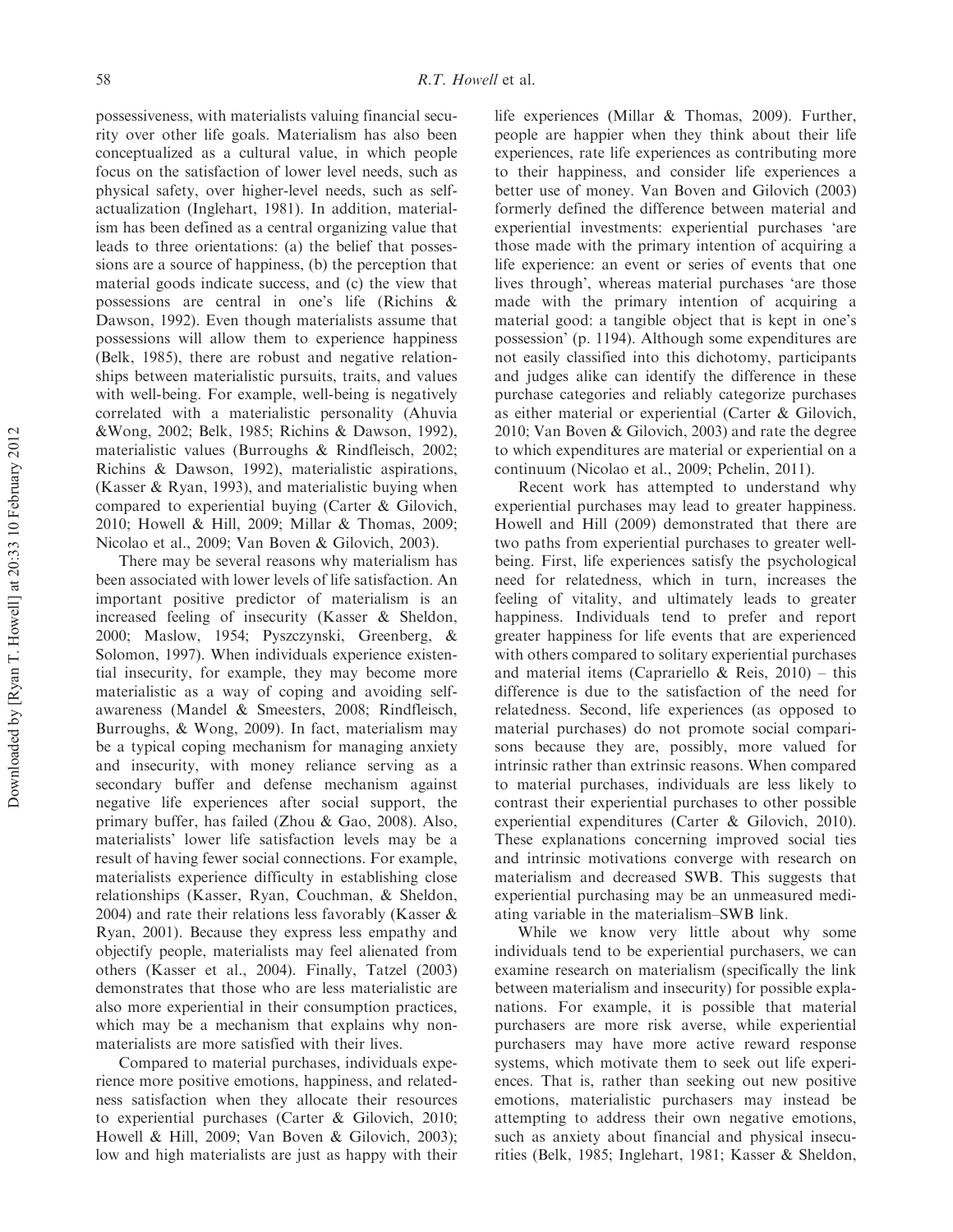possessiveness, with materialists valuing financial security over other life goals. Materialism has also been conceptualized as a cultural value, in which people focus on the satisfaction of lower level needs, such as physical safety, over higher-level needs, such as self-actualization (Inglehart, 1981). In addition, materialism has been defined as a central organizing value that leads to three orientations: (a) the belief that possessions are a source of happiness, (b) the perception that material goods indicate success, and (c) the view that possessions are central in one's life (Richins & Dawson, 1992). Even though materialists assume that possessions will allow them to experience happiness (Belk, 1985), there are robust and negative relationships between materialistic pursuits, traits, and values with well-being. For example, well-being is negatively correlated with a materialistic personality (Ahuvia &Wong, 2002; Belk, 1985; Richins & Dawson, 1992), materialistic values (Burroughs & Rindfleisch, 2002; Richins & Dawson, 1992), materialistic aspirations, (Kasser & Ryan, 1993), and materialistic buying when compared to experiential buying (Carter & Gilovich, 2010; Howell & Hill, 2009; Millar & Thomas, 2009; Nicolao et al., 2009; Van Boven & Gilovich, 2003).

There may be several reasons why materialism has been associated with lower levels of life satisfaction. An important positive predictor of materialism is an increased feeling of insecurity (Kasser & Sheldon, 2000; Maslow, 1954; Pyszczynski, Greenberg, & Solomon, 1997). When individuals experience existential insecurity, for example, they may become more materialistic as a way of coping and avoiding self-awareness (Mandel & Smeesters, 2008; Rindfleisch, Burroughs, & Wong, 2009). In fact, materialism may be a typical coping mechanism for managing anxiety and insecurity, with money reliance serving as a secondary buffer and defense mechanism against negative life experiences after social support, the primary buffer, has failed (Zhou & Gao, 2008). Also, materialists' lower life satisfaction levels may be a result of having fewer social connections. For example, materialists experience difficulty in establishing close relationships (Kasser, Ryan, Couchman, & Sheldon, 2004) and rate their relations less favorably (Kasser & Ryan, 2001). Because they express less empathy and objectify people, materialists may feel alienated from others (Kasser et al., 2004). Finally, Tatzel (2003) demonstrates that those who are less materialistic are also more experiential in their consumption practices, which may be a mechanism that explains why non-materialists are more satisfied with their lives.

Compared to material purchases, individuals experience more positive emotions, happiness, and relatedness satisfaction when they allocate their resources to experiential purchases (Carter & Gilovich, 2010; Howell & Hill, 2009; Van Boven & Gilovich, 2003); low and high materialists are just as happy with their life experiences (Millar & Thomas, 2009). Further, people are happier when they think about their life experiences, rate life experiences as contributing more to their happiness, and consider life experiences a better use of money. Van Boven and Gilovich (2003) formerly defined the difference between material and experiential investments: experiential purchases 'are those made with the primary intention of acquiring a life experience: an event or series of events that one lives through', whereas material purchases 'are those made with the primary intention of acquiring a material good: a tangible object that is kept in one's possession' (p. 1194). Although some expenditures are not easily classified into this dichotomy, participants and judges alike can identify the difference in these purchase categories and reliably categorize purchases as either material or experiential (Carter & Gilovich, 2010; Van Boven & Gilovich, 2003) and rate the degree to which expenditures are material or experiential on a continuum (Nicolao et al., 2009; Pchelin, 2011).

Recent work has attempted to understand why experiential purchases may lead to greater happiness. Howell and Hill (2009) demonstrated that there are two paths from experiential purchases to greater well-being. First, life experiences satisfy the psychological need for relatedness, which in turn, increases the feeling of vitality, and ultimately leads to greater happiness. Individuals tend to prefer and report greater happiness for life events that are experienced with others compared to solitary experiential purchases and material items (Caprariello & Reis, 2010) – this difference is due to the satisfaction of the need for relatedness. Second, life experiences (as opposed to material purchases) do not promote social comparisons because they are, possibly, more valued for intrinsic rather than extrinsic reasons. When compared to material purchases, individuals are less likely to contrast their experiential purchases to other possible experiential expenditures (Carter & Gilovich, 2010). These explanations concerning improved social ties and intrinsic motivations converge with research on materialism and decreased SWB. This suggests that experiential purchasing may be an unmeasured mediating variable in the materialism–SWB link.

While we know very little about why some individuals tend to be experiential purchasers, we can examine research on materialism (specifically the link between materialism and insecurity) for possible explanations. For example, it is possible that material purchasers are more risk averse, while experiential purchasers may have more active reward response systems, which motivate them to seek out life experiences. That is, rather than seeking out new positive emotions, materialistic purchasers may instead be attempting to address their own negative emotions, such as anxiety about financial and physical insecurities (Belk, 1985; Inglehart, 1981; Kasser & Sheldon,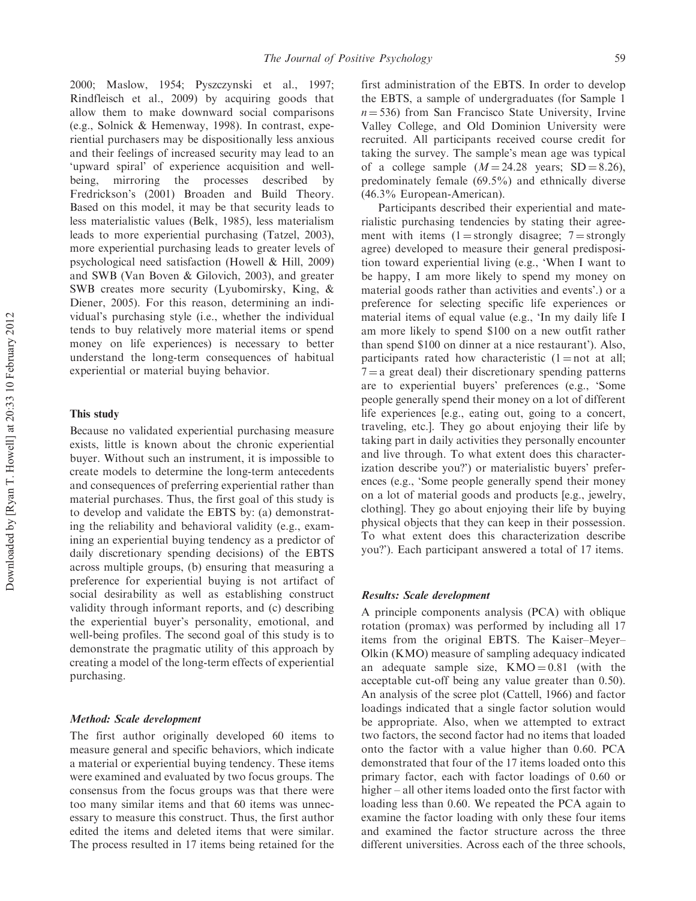2000; Maslow, 1954; Pyszczynski et al., 1997; Rindfleisch et al., 2009) by acquiring goods that allow them to make downward social comparisons (e.g., Solnick & Hemenway, 1998). In contrast, experiential purchasers may be dispositionally less anxious and their feelings of increased security may lead to an 'upward spiral' of experience acquisition and well-being, mirroring the processes described by Fredrickson's (2001) Broaden and Build Theory. Based on this model, it may be that security leads to less materialistic values (Belk, 1985), less materialism leads to more experiential purchasing (Tatzel, 2003), more experiential purchasing leads to greater levels of psychological need satisfaction (Howell & Hill, 2009) and SWB (Van Boven & Gilovich, 2003), and greater SWB creates more security (Lyubomirsky, King, & Diener, 2005). For this reason, determining an individual's purchasing style (i.e., whether the individual tends to buy relatively more material items or spend money on life experiences) is necessary to better understand the long-term consequences of habitual experiential or material buying behavior.

### This study

Because no validated experiential purchasing measure exists, little is known about the chronic experiential buyer. Without such an instrument, it is impossible to create models to determine the long-term antecedents and consequences of preferring experiential rather than material purchases. Thus, the first goal of this study is to develop and validate the EBTS by: (a) demonstrating the reliability and behavioral validity (e.g., examining an experiential buying tendency as a predictor of daily discretionary spending decisions) of the EBTS across multiple groups, (b) ensuring that measuring a preference for experiential buying is not artifact of social desirability as well as establishing construct validity through informant reports, and (c) describing the experiential buyer's personality, emotional, and well-being profiles. The second goal of this study is to demonstrate the pragmatic utility of this approach by creating a model of the long-term effects of experiential purchasing.

#### *Method: Scale development*

The first author originally developed 60 items to measure general and specific behaviors, which indicate a material or experiential buying tendency. These items were examined and evaluated by two focus groups. The consensus from the focus groups was that there were too many similar items and that 60 items was unnecessary to measure this construct. Thus, the first author edited the items and deleted items that were similar. The process resulted in 17 items being retained for the first administration of the EBTS. In order to develop the EBTS, a sample of undergraduates (for Sample 1 $n = 536$) from San Francisco State University, Irvine Valley College, and Old Dominion University were recruited. All participants received course credit for taking the survey. The sample's mean age was typical of a college sample ($M = 24.28$ years; $SD = 8.26$), predominately female (69.5%) and ethnically diverse (46.3% European-American).

Participants described their experiential and materialistic purchasing tendencies by stating their agreement with items (1 = strongly disagree; 7 = strongly agree) developed to measure their general predisposition toward experiential living (e.g., 'When I want to be happy, I am more likely to spend my money on material goods rather than activities and events'.) or a preference for selecting specific life experiences or material items of equal value (e.g., 'In my daily life I am more likely to spend $100 on a new outfit rather than spend $100 on dinner at a nice restaurant'). Also, participants rated how characteristic (1 = not at all; 7 = a great deal) their discretionary spending patterns are to experiential buyers' preferences (e.g., 'Some people generally spend their money on a lot of different life experiences [e.g., eating out, going to a concert, traveling, etc.]. They go about enjoying their life by taking part in daily activities they personally encounter and live through. To what extent does this characterization describe you?') or materialistic buyers' preferences (e.g., 'Some people generally spend their money on a lot of material goods and products [e.g., jewelry, clothing]. They go about enjoying their life by buying physical objects that they can keep in their possession. To what extent does this characterization describe you?'). Each participant answered a total of 17 items.

#### *Results: Scale development*

A principle components analysis (PCA) with oblique rotation (promax) was performed by including all 17 items from the original EBTS. The Kaiser–Meyer–Olkin (KMO) measure of sampling adequacy indicated an adequate sample size, $KMO = 0.81$ (with the acceptable cut-off being any value greater than 0.50). An analysis of the scree plot (Cattell, 1966) and factor loadings indicated that a single factor solution would be appropriate. Also, when we attempted to extract two factors, the second factor had no items that loaded onto the factor with a value higher than 0.60. PCA demonstrated that four of the 17 items loaded onto this primary factor, each with factor loadings of 0.60 or higher – all other items loaded onto the first factor with loading less than 0.60. We repeated the PCA again to examine the factor loading with only these four items and examined the factor structure across the three different universities. Across each of the three schools,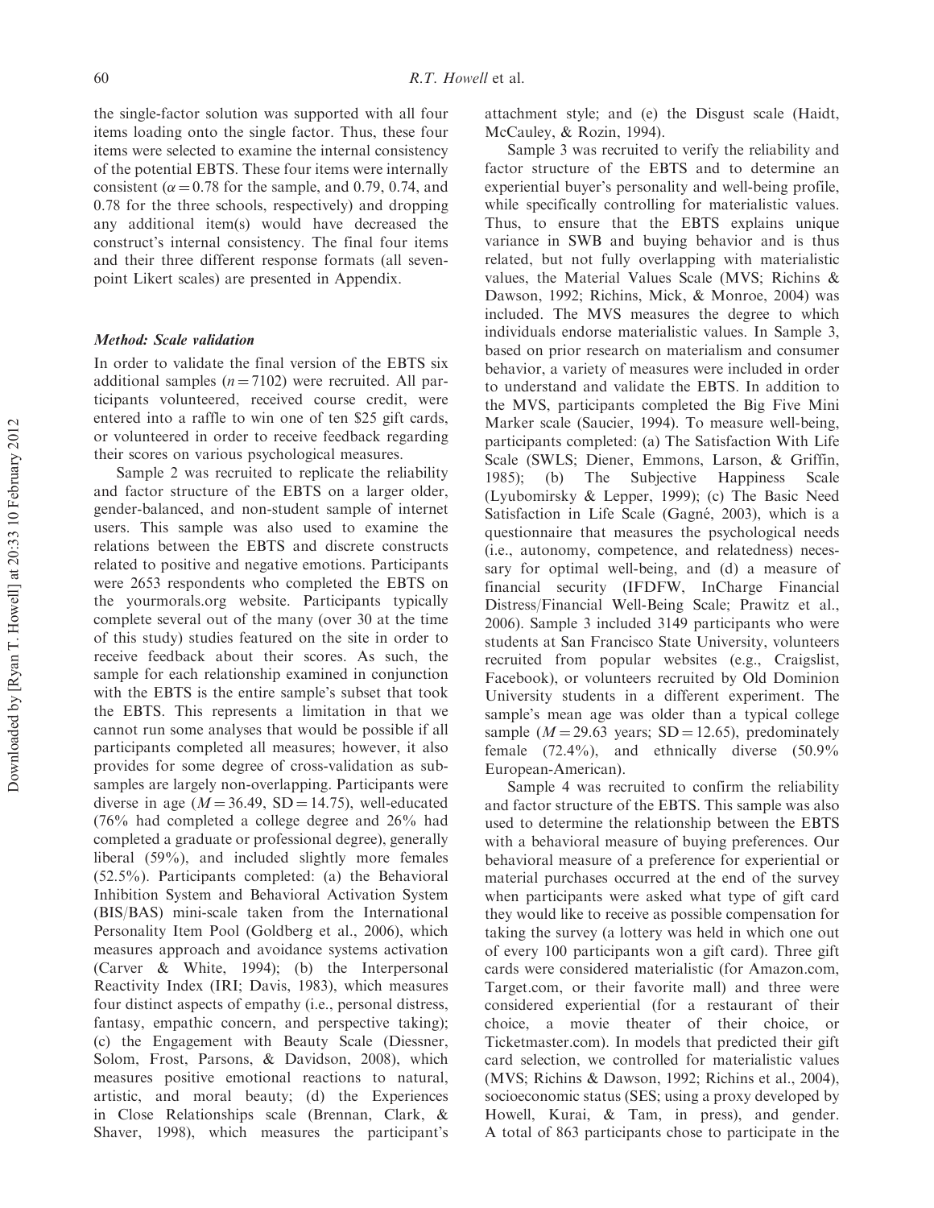the single-factor solution was supported with all four items loading onto the single factor. Thus, these four items were selected to examine the internal consistency of the potential EBTS. These four items were internally consistent ($\alpha = 0.78$ for the sample, and 0.79, 0.74, and 0.78 for the three schools, respectively) and dropping any additional item(s) would have decreased the construct's internal consistency. The final four items and their three different response formats (all seven-point Likert scales) are presented in Appendix.

### *Method: Scale validation*

In order to validate the final version of the EBTS six additional samples ($n = 7102$) were recruited. All participants volunteered, received course credit, were entered into a raffle to win one of ten \$25 gift cards, or volunteered in order to receive feedback regarding their scores on various psychological measures.

Sample 2 was recruited to replicate the reliability and factor structure of the EBTS on a larger older, gender-balanced, and non-student sample of internet users. This sample was also used to examine the relations between the EBTS and discrete constructs related to positive and negative emotions. Participants were 2653 respondents who completed the EBTS on the yourmorals.org website. Participants typically complete several out of the many (over 30 at the time of this study) studies featured on the site in order to receive feedback about their scores. As such, the sample for each relationship examined in conjunction with the EBTS is the entire sample's subset that took the EBTS. This represents a limitation in that we cannot run some analyses that would be possible if all participants completed all measures; however, it also provides for some degree of cross-validation as subsamples are largely non-overlapping. Participants were diverse in age ($M = 36.49$, $SD = 14.75$), well-educated (76% had completed a college degree and 26% had completed a graduate or professional degree), generally liberal (59%), and included slightly more females (52.5%). Participants completed: (a) the Behavioral Inhibition System and Behavioral Activation System (BIS/BAS) mini-scale taken from the International Personality Item Pool (Goldberg et al., 2006), which measures approach and avoidance systems activation (Carver & White, 1994); (b) the Interpersonal Reactivity Index (IRI; Davis, 1983), which measures four distinct aspects of empathy (i.e., personal distress, fantasy, empathic concern, and perspective taking); (c) the Engagement with Beauty Scale (Diessner, Solom, Frost, Parsons, & Davidson, 2008), which measures positive emotional reactions to natural, artistic, and moral beauty; (d) the Experiences in Close Relationships scale (Brennan, Clark, & Shaver, 1998), which measures the participant's attachment style; and (e) the Disgust scale (Haidt, McCauley, & Rozin, 1994).

Sample 3 was recruited to verify the reliability and factor structure of the EBTS and to determine an experiential buyer's personality and well-being profile, while specifically controlling for materialistic values. Thus, to ensure that the EBTS explains unique variance in SWB and buying behavior and is thus related, but not fully overlapping with materialistic values, the Material Values Scale (MVS; Richins & Dawson, 1992; Richins, Mick, & Monroe, 2004) was included. The MVS measures the degree to which individuals endorse materialistic values. In Sample 3, based on prior research on materialism and consumer behavior, a variety of measures were included in order to understand and validate the EBTS. In addition to the MVS, participants completed the Big Five Mini Marker scale (Saucier, 1994). To measure well-being, participants completed: (a) The Satisfaction With Life Scale (SWLS; Diener, Emmons, Larson, & Griffin, 1985); (b) The Subjective Happiness Scale (Lyubomirsky & Lepper, 1999); (c) The Basic Need Satisfaction in Life Scale (Gagné, 2003), which is a questionnaire that measures the psychological needs (i.e., autonomy, competence, and relatedness) necessary for optimal well-being, and (d) a measure of financial security (IFDFW, InCharge Financial Distress/Financial Well-Being Scale; Prawitz et al., 2006). Sample 3 included 3149 participants who were students at San Francisco State University, volunteers recruited from popular websites (e.g., Craigslist, Facebook), or volunteers recruited by Old Dominion University students in a different experiment. The sample's mean age was older than a typical college sample ($M = 29.63$ years; $SD = 12.65$), predominately female (72.4%), and ethnically diverse (50.9% European-American).

Sample 4 was recruited to confirm the reliability and factor structure of the EBTS. This sample was also used to determine the relationship between the EBTS with a behavioral measure of buying preferences. Our behavioral measure of a preference for experiential or material purchases occurred at the end of the survey when participants were asked what type of gift card they would like to receive as possible compensation for taking the survey (a lottery was held in which one out of every 100 participants won a gift card). Three gift cards were considered materialistic (for Amazon.com, Target.com, or their favorite mall) and three were considered experiential (for a restaurant of their choice, a movie theater of their choice, or Ticketmaster.com). In models that predicted their gift card selection, we controlled for materialistic values (MVS; Richins & Dawson, 1992; Richins et al., 2004), socioeconomic status (SES; using a proxy developed by Howell, Kurai, & Tam, in press), and gender. A total of 863 participants chose to participate in the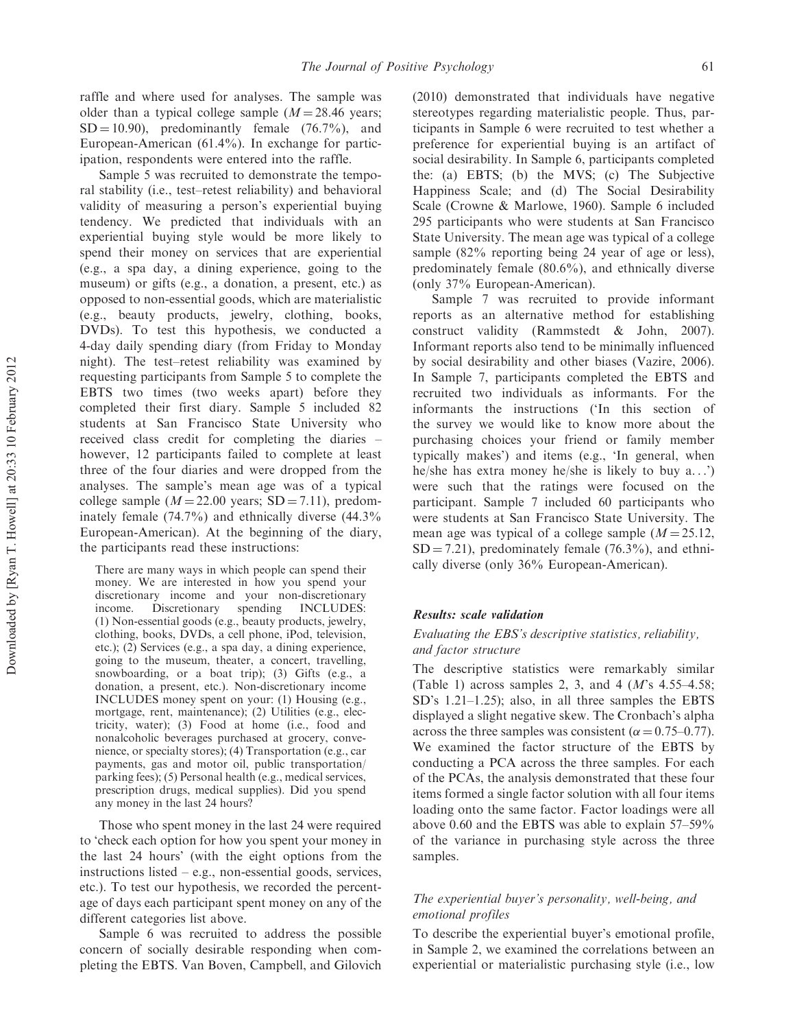raffle and where used for analyses. The sample was older than a typical college sample ($M = 28.46$ years; $SD = 10.90$), predominantly female (76.7%), and European-American (61.4%). In exchange for participation, respondents were entered into the raffle.

Sample 5 was recruited to demonstrate the temporal stability (i.e., test–retest reliability) and behavioral validity of measuring a person's experiential buying tendency. We predicted that individuals with an experiential buying style would be more likely to spend their money on services that are experiential (e.g., a spa day, a dining experience, going to the museum) or gifts (e.g., a donation, a present, etc.) as opposed to non-essential goods, which are materialistic (e.g., beauty products, jewelry, clothing, books, DVDs). To test this hypothesis, we conducted a 4-day daily spending diary (from Friday to Monday night). The test–retest reliability was examined by requesting participants from Sample 5 to complete the EBTS two times (two weeks apart) before they completed their first diary. Sample 5 included 82 students at San Francisco State University who received class credit for completing the diaries – however, 12 participants failed to complete at least three of the four diaries and were dropped from the analyses. The sample's mean age was of a typical college sample ($M = 22.00$ years; $SD = 7.11$), predominately female (74.7%) and ethnically diverse (44.3% European-American). At the beginning of the diary, the participants read these instructions:

> There are many ways in which people can spend their money. We are interested in how you spend your discretionary income and your non-discretionary income. Discretionary spending INCLUDES: (1) Non-essential goods (e.g., beauty products, jewelry, clothing, books, DVDs, a cell phone, iPod, television, etc.); (2) Services (e.g., a spa day, a dining experience, going to the museum, theater, a concert, travelling, snowboarding, or a boat trip); (3) Gifts (e.g., a donation, a present, etc.). Non-discretionary income INCLUDES money spent on your: (1) Housing (e.g., mortgage, rent, maintenance); (2) Utilities (e.g., electricity, water); (3) Food at home (i.e., food and nonalcoholic beverages purchased at grocery, convenience, or specialty stores); (4) Transportation (e.g., car payments, gas and motor oil, public transportation/parking fees); (5) Personal health (e.g., medical services, prescription drugs, medical supplies). Did you spend any money in the last 24 hours?

Those who spent money in the last 24 were required to 'check each option for how you spent your money in the last 24 hours' (with the eight options from the instructions listed – e.g., non-essential goods, services, etc.). To test our hypothesis, we recorded the percentage of days each participant spent money on any of the different categories list above.

Sample 6 was recruited to address the possible concern of socially desirable responding when completing the EBTS. Van Boven, Campbell, and Gilovich (2010) demonstrated that individuals have negative stereotypes regarding materialistic people. Thus, participants in Sample 6 were recruited to test whether a preference for experiential buying is an artifact of social desirability. In Sample 6, participants completed the: (a) EBTS; (b) the MVS; (c) The Subjective Happiness Scale; and (d) The Social Desirability Scale (Crowne & Marlowe, 1960). Sample 6 included 295 participants who were students at San Francisco State University. The mean age was typical of a college sample (82% reporting being 24 year of age or less), predominately female (80.6%), and ethnically diverse (only 37% European-American).

Sample 7 was recruited to provide informant reports as an alternative method for establishing construct validity (Rammstedt & John, 2007). Informant reports also tend to be minimally influenced by social desirability and other biases (Vazire, 2006). In Sample 7, participants completed the EBTS and recruited two individuals as informants. For the informants the instructions ('In this section of the survey we would like to know more about the purchasing choices your friend or family member typically makes') and items (e.g., 'In general, when he/she has extra money he/she is likely to buy a...') were such that the ratings were focused on the participant. Sample 7 included 60 participants who were students at San Francisco State University. The mean age was typical of a college sample ($M = 25.12$, $SD = 7.21$), predominately female (76.3%), and ethnically diverse (only 36% European-American).

### *Results: scale validation*

#### *Evaluating the EBS's descriptive statistics, reliability, and factor structure*

The descriptive statistics were remarkably similar (Table 1) across samples 2, 3, and 4 ($M$'s 4.55–4.58; SD's 1.21–1.25); also, in all three samples the EBTS displayed a slight negative skew. The Cronbach's alpha across the three samples was consistent ($\alpha = 0.75$–$0.77$). We examined the factor structure of the EBTS by conducting a PCA across the three samples. For each of the PCAs, the analysis demonstrated that these four items formed a single factor solution with all four items loading onto the same factor. Factor loadings were all above 0.60 and the EBTS was able to explain 57–59% of the variance in purchasing style across the three samples.

#### *The experiential buyer's personality, well-being, and emotional profiles*

To describe the experiential buyer's emotional profile, in Sample 2, we examined the correlations between an experiential or materialistic purchasing style (i.e., low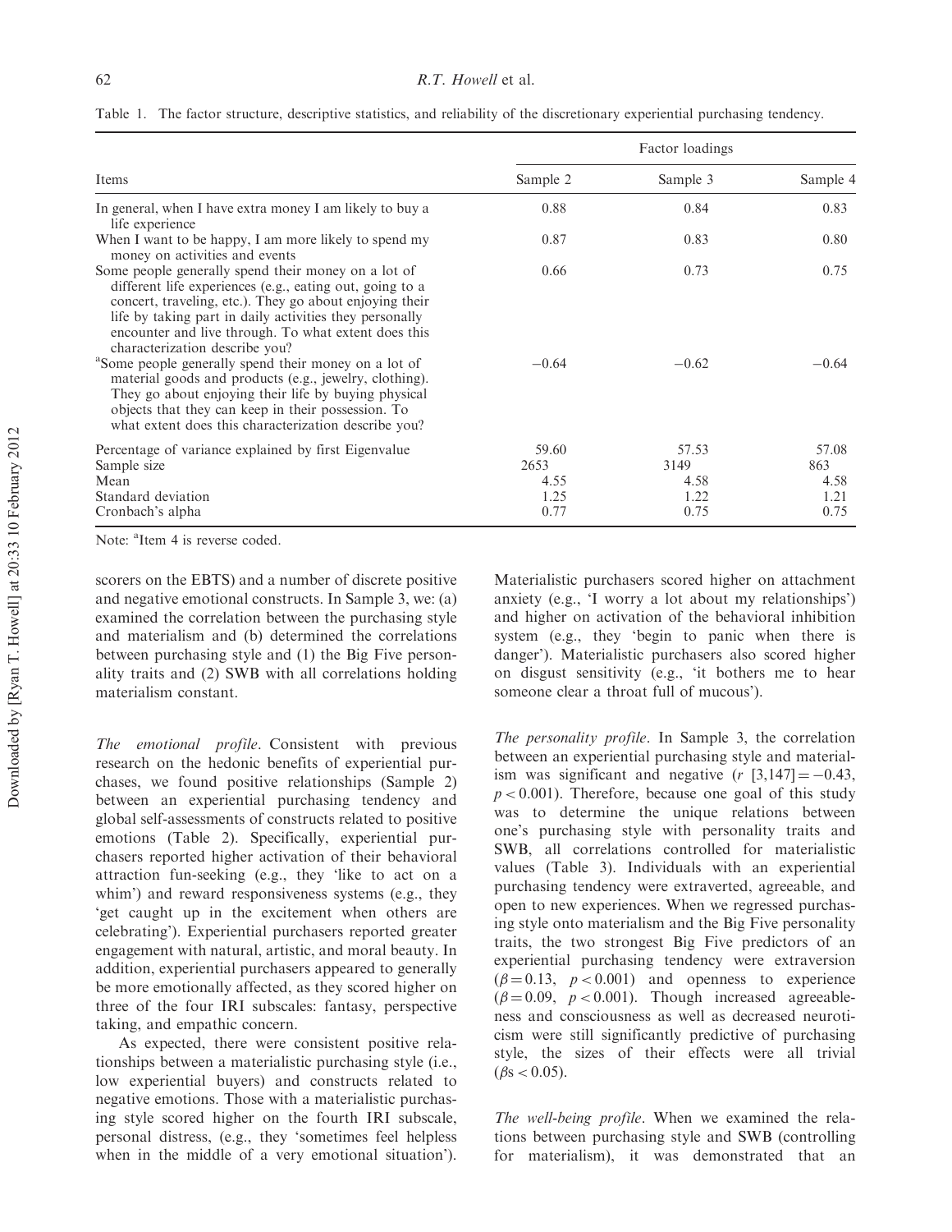Table 1. The factor structure, descriptive statistics, and reliability of the discretionary experiential purchasing tendency.

| Items | Factor loadings | | |
|---|---|---|---|
| | Sample 2 | Sample 3 | Sample 4 |
| In general, when I have extra money I am likely to buy a life experience | 0.88 | 0.84 | 0.83 |
| When I want to be happy, I am more likely to spend my money on activities and events | 0.87 | 0.83 | 0.80 |
| Some people generally spend their money on a lot of different life experiences (e.g., eating out, going to a concert, traveling, etc.). They go about enjoying their life by taking part in daily activities they personally encounter and live through. To what extent does this characterization describe you? | 0.66 | 0.73 | 0.75 |
| [a]Some people generally spend their money on a lot of material goods and products (e.g., jewelry, clothing). They go about enjoying their life by buying physical objects that they can keep in their possession. To what extent does this characterization describe you? | −0.64 | −0.62 | −0.64 |
| Percentage of variance explained by first Eigenvalue | 59.60 | 57.53 | 57.08 |
| Sample size | 2653 | 3149 | 863 |
| Mean | 4.55 | 4.58 | 4.58 |
| Standard deviation | 1.25 | 1.22 | 1.21 |
| Cronbach's alpha | 0.77 | 0.75 | 0.75 |

Note: [a]Item 4 is reverse coded.

scorers on the EBTS) and a number of discrete positive and negative emotional constructs. In Sample 3, we: (a) examined the correlation between the purchasing style and materialism and (b) determined the correlations between purchasing style and (1) the Big Five personality traits and (2) SWB with all correlations holding materialism constant.

*The emotional profile*. Consistent with previous research on the hedonic benefits of experiential purchases, we found positive relationships (Sample 2) between an experiential purchasing tendency and global self-assessments of constructs related to positive emotions (Table 2). Specifically, experiential purchasers reported higher activation of their behavioral attraction fun-seeking (e.g., they 'like to act on a whim') and reward responsiveness systems (e.g., they 'get caught up in the excitement when others are celebrating'). Experiential purchasers reported greater engagement with natural, artistic, and moral beauty. In addition, experiential purchasers appeared to generally be more emotionally affected, as they scored higher on three of the four IRI subscales: fantasy, perspective taking, and empathic concern.

As expected, there were consistent positive relationships between a materialistic purchasing style (i.e., low experiential buyers) and constructs related to negative emotions. Those with a materialistic purchasing style scored higher on the fourth IRI subscale, personal distress, (e.g., they 'sometimes feel helpless when in the middle of a very emotional situation'). Materialistic purchasers scored higher on attachment anxiety (e.g., 'I worry a lot about my relationships') and higher on activation of the behavioral inhibition system (e.g., they 'begin to panic when there is danger'). Materialistic purchasers also scored higher on disgust sensitivity (e.g., 'it bothers me to hear someone clear a throat full of mucous').

*The personality profile*. In Sample 3, the correlation between an experiential purchasing style and materialism was significant and negative ($r$ [3,147] $= -0.43$, $p < 0.001$). Therefore, because one goal of this study was to determine the unique relations between one's purchasing style with personality traits and SWB, all correlations controlled for materialistic values (Table 3). Individuals with an experiential purchasing tendency were extraverted, agreeable, and open to new experiences. When we regressed purchasing style onto materialism and the Big Five personality traits, the two strongest Big Five predictors of an experiential purchasing tendency were extraversion ($\beta = 0.13$, $p < 0.001$) and openness to experience ($\beta = 0.09$, $p < 0.001$). Though increased agreeableness and consciousness as well as decreased neuroticism were still significantly predictive of purchasing style, the sizes of their effects were all trivial ($\beta$s $< 0.05$).

*The well-being profile*. When we examined the relations between purchasing style and SWB (controlling for materialism), it was demonstrated that an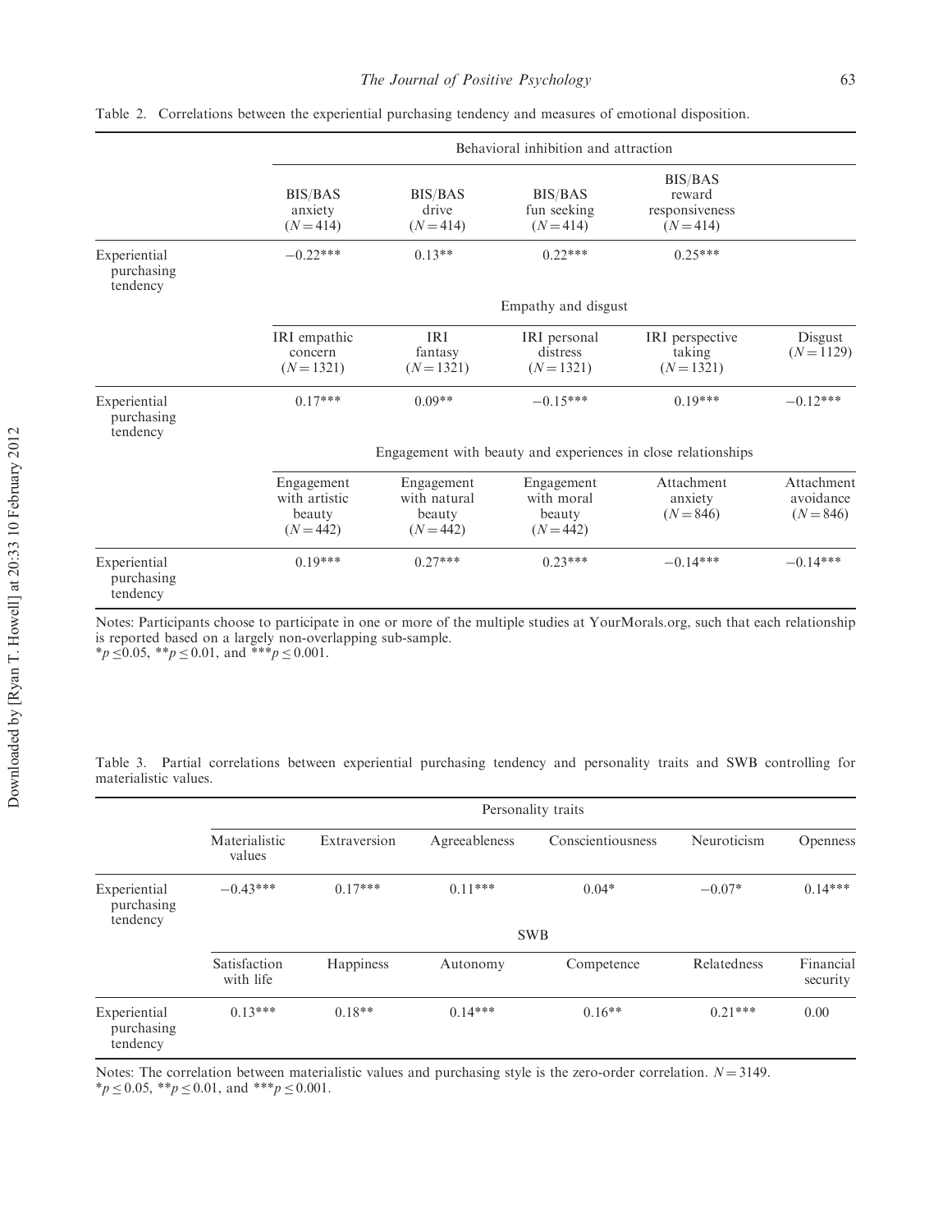Table 2. Correlations between the experiential purchasing tendency and measures of emotional disposition.

| | Behavioral inhibition and attraction | | | | |
|---|---|---|---|---|---|
| | BIS/BAS anxiety ($N = 414$) | BIS/BAS drive ($N = 414$) | BIS/BAS fun seeking ($N = 414$) | BIS/BAS reward responsiveness ($N = 414$) | |
| Experiential purchasing tendency | −0.22*** | 0.13** | 0.22*** | 0.25*** | |
| | Empathy and disgust | | | | |
| | IRI empathic concern ($N = 1321$) | IRI fantasy ($N = 1321$) | IRI personal distress ($N = 1321$) | IRI perspective taking ($N = 1321$) | Disgust ($N = 1129$) |
| Experiential purchasing tendency | 0.17*** | 0.09** | −0.15*** | 0.19*** | −0.12*** |
| | Engagement with beauty and experiences in close relationships | | | | |
| | Engagement with artistic beauty ($N = 442$) | Engagement with natural beauty ($N = 442$) | Engagement with moral beauty ($N = 442$) | Attachment anxiety ($N = 846$) | Attachment avoidance ($N = 846$) |
| Experiential purchasing tendency | 0.19*** | 0.27*** | 0.23*** | −0.14*** | −0.14*** |

Notes: Participants choose to participate in one or more of the multiple studies at YourMorals.org, such that each relationship is reported based on a largely non-overlapping sub-sample.
*$p \leq 0.05$, **$p \leq 0.01$, and ***$p \leq 0.001$.

Table 3. Partial correlations between experiential purchasing tendency and personality traits and SWB controlling for materialistic values.

| | Personality traits | | | | | |
|---|---|---|---|---|---|---|
| | Materialistic values | Extraversion | Agreeableness | Conscientiousness | Neuroticism | Openness |
| Experiential purchasing tendency | −0.43*** | 0.17*** | 0.11*** | 0.04* | −0.07* | 0.14*** |
| | SWB | | | | | |
| | Satisfaction with life | Happiness | Autonomy | Competence | Relatedness | Financial security |
| Experiential purchasing tendency | 0.13*** | 0.18** | 0.14*** | 0.16** | 0.21*** | 0.00 |

Notes: The correlation between materialistic values and purchasing style is the zero-order correlation. $N = 3149$.
*$p \leq 0.05$, **$p \leq 0.01$, and ***$p \leq 0.001$.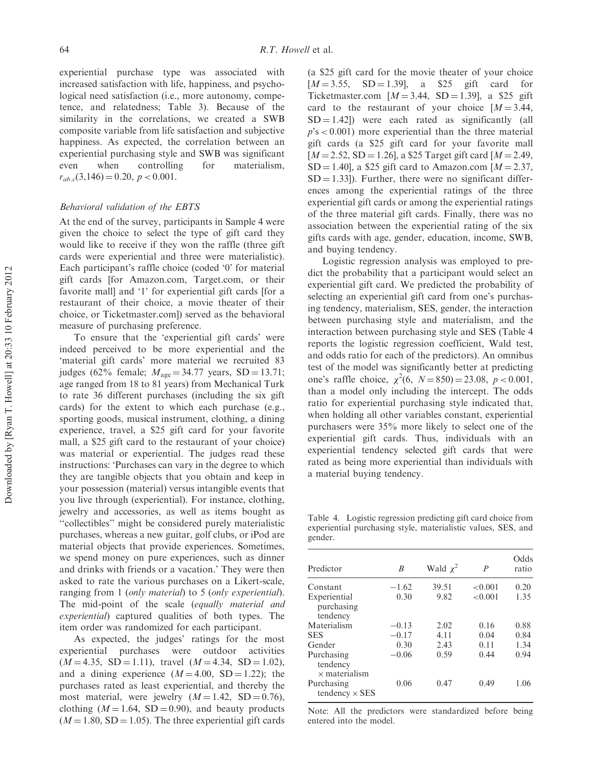experiential purchase type was associated with increased satisfaction with life, happiness, and psychological need satisfaction (i.e., more autonomy, competence, and relatedness; Table 3). Because of the similarity in the correlations, we created a SWB composite variable from life satisfaction and subjective happiness. As expected, the correlation between an experiential purchasing style and SWB was significant even when controlling for materialism, $r_{ab.c}(3,146) = 0.20$, $p < 0.001$.

### *Behavioral validation of the EBTS*

At the end of the survey, participants in Sample 4 were given the choice to select the type of gift card they would like to receive if they won the raffle (three gift cards were experiential and three were materialistic). Each participant's raffle choice (coded '0' for material gift cards [for Amazon.com, Target.com, or their favorite mall] and '1' for experiential gift cards [for a restaurant of their choice, a movie theater of their choice, or Ticketmaster.com]) served as the behavioral measure of purchasing preference.

To ensure that the 'experiential gift cards' were indeed perceived to be more experiential and the 'material gift cards' more material we recruited 83 judges (62% female; $M_{age} = 34.77$ years, $SD = 13.71$; age ranged from 18 to 81 years) from Mechanical Turk to rate 36 different purchases (including the six gift cards) for the extent to which each purchase (e.g., sporting goods, musical instrument, clothing, a dining experience, travel, a $25 gift card for your favorite mall, a $25 gift card to the restaurant of your choice) was material or experiential. The judges read these instructions: 'Purchases can vary in the degree to which they are tangible objects that you obtain and keep in your possession (material) versus intangible events that you live through (experiential). For instance, clothing, jewelry and accessories, as well as items bought as "collectibles" might be considered purely materialistic purchases, whereas a new guitar, golf clubs, or iPod are material objects that provide experiences. Sometimes, we spend money on pure experiences, such as dinner and drinks with friends or a vacation.' They were then asked to rate the various purchases on a Likert-scale, ranging from 1 (*only material*) to 5 (*only experiential*). The mid-point of the scale (*equally material and experiential*) captured qualities of both types. The item order was randomized for each participant.

As expected, the judges' ratings for the most experiential purchases were outdoor activities ($M = 4.35$, $SD = 1.11$), travel ($M = 4.34$, $SD = 1.02$), and a dining experience ($M = 4.00$, $SD = 1.22$); the purchases rated as least experiential, and thereby the most material, were jewelry ($M = 1.42$, $SD = 0.76$), clothing ($M = 1.64$, $SD = 0.90$), and beauty products ($M = 1.80$, $SD = 1.05$). The three experiential gift cards (a $25 gift card for the movie theater of your choice [$M = 3.55$, $SD = 1.39$], a $25 gift card for Ticketmaster.com [$M = 3.44$, $SD = 1.39$], a $25 gift card to the restaurant of your choice [$M = 3.44$, $SD = 1.42$]) were each rated as significantly (all $p$'s $< 0.001$) more experiential than the three material gift cards (a $25 gift card for your favorite mall [$M = 2.52$, $SD = 1.26$], a $25 Target gift card [$M = 2.49$, $SD = 1.40$], a $25 gift card to Amazon.com [$M = 2.37$, $SD = 1.33$]). Further, there were no significant differences among the experiential ratings of the three experiential gift cards or among the experiential ratings of the three material gift cards. Finally, there was no association between the experiential rating of the six gifts cards with age, gender, education, income, SWB, and buying tendency.

Logistic regression analysis was employed to predict the probability that a participant would select an experiential gift card. We predicted the probability of selecting an experiential gift card from one's purchasing tendency, materialism, SES, gender, the interaction between purchasing style and materialism, and the interaction between purchasing style and SES (Table 4 reports the logistic regression coefficient, Wald test, and odds ratio for each of the predictors). An omnibus test of the model was significantly better at predicting one's raffle choice, $\chi^2(6,\ N = 850) = 23.08$, $p < 0.001$, than a model only including the intercept. The odds ratio for experiential purchasing style indicated that, when holding all other variables constant, experiential purchasers were 35% more likely to select one of the experiential gift cards. Thus, individuals with an experiential tendency selected gift cards that were rated as being more experiential than individuals with a material buying tendency.

Table 4. Logistic regression predicting gift card choice from experiential purchasing style, materialistic values, SES, and gender.

| Predictor | $B$ | Wald $\chi^2$ | $P$ | Odds ratio |
|---|---|---|---|---|
| Constant | −1.62 | 39.51 | <0.001 | 0.20 |
| Experiential purchasing tendency | 0.30 | 9.82 | <0.001 | 1.35 |
| Materialism | −0.13 | 2.02 | 0.16 | 0.88 |
| SES | −0.17 | 4.11 | 0.04 | 0.84 |
| Gender | 0.30 | 2.43 | 0.11 | 1.34 |
| Purchasing tendency × materialism | −0.06 | 0.59 | 0.44 | 0.94 |
| Purchasing tendency × SES | 0.06 | 0.47 | 0.49 | 1.06 |

Note: All the predictors were standardized before being entered into the model.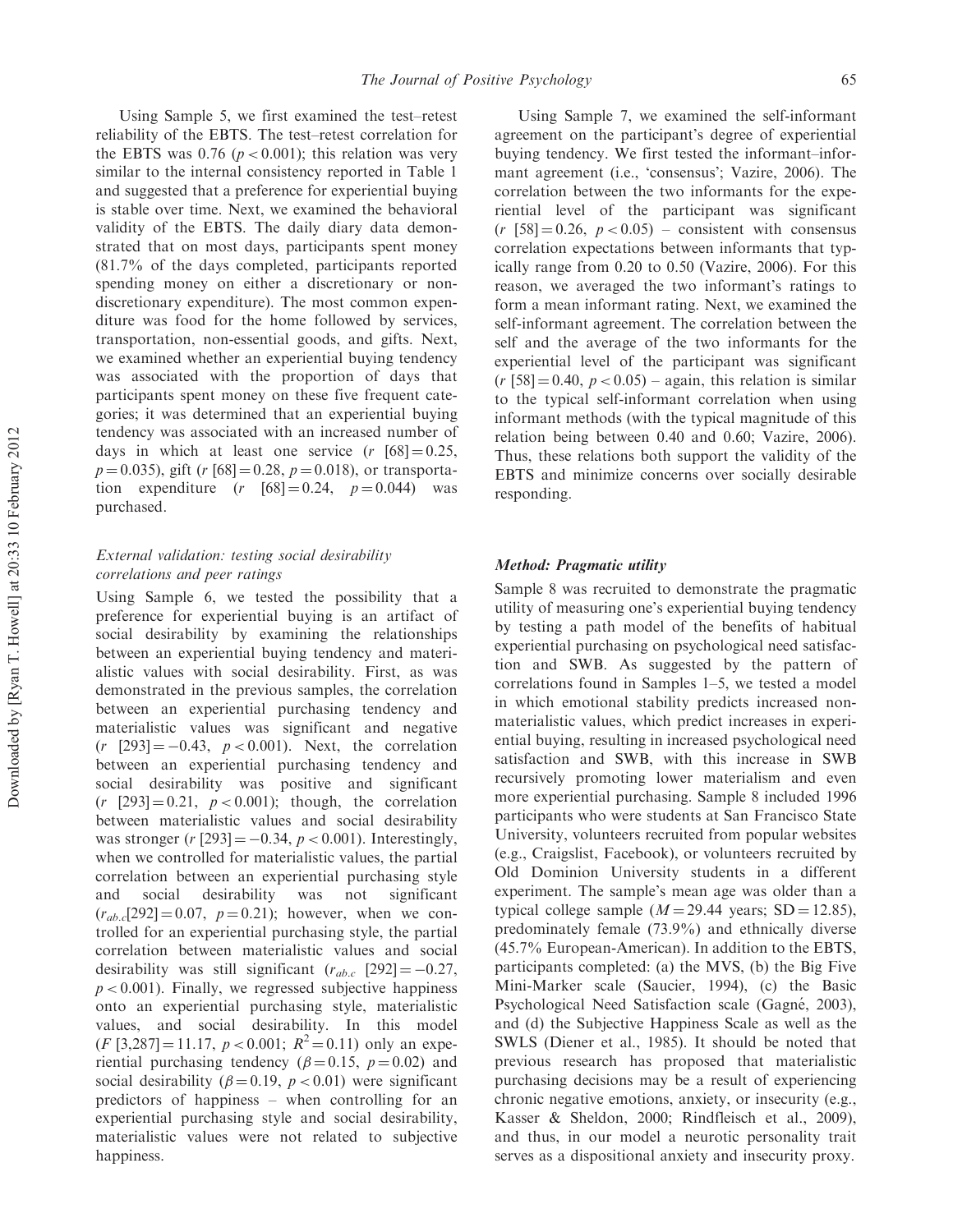Using Sample 5, we first examined the test–retest reliability of the EBTS. The test–retest correlation for the EBTS was 0.76 ($p < 0.001$); this relation was very similar to the internal consistency reported in Table 1 and suggested that a preference for experiential buying is stable over time. Next, we examined the behavioral validity of the EBTS. The daily diary data demonstrated that on most days, participants spent money (81.7% of the days completed, participants reported spending money on either a discretionary or non-discretionary expenditure). The most common expenditure was food for the home followed by services, transportation, non-essential goods, and gifts. Next, we examined whether an experiential buying tendency was associated with the proportion of days that participants spent money on these five frequent categories; it was determined that an experiential buying tendency was associated with an increased number of days in which at least one service ($r$ [68] = 0.25, $p = 0.035$), gift ($r$ [68] = 0.28, $p = 0.018$), or transportation expenditure ($r$ [68] = 0.24, $p = 0.044$) was purchased.

### *External validation: testing social desirability correlations and peer ratings*

Using Sample 6, we tested the possibility that a preference for experiential buying is an artifact of social desirability by examining the relationships between an experiential buying tendency and materialistic values with social desirability. First, as was demonstrated in the previous samples, the correlation between an experiential purchasing tendency and materialistic values was significant and negative ($r$ [293] = −0.43, $p < 0.001$). Next, the correlation between an experiential purchasing tendency and social desirability was positive and significant ($r$ [293] = 0.21, $p < 0.001$); though, the correlation between materialistic values and social desirability was stronger ($r$ [293] = −0.34, $p < 0.001$). Interestingly, when we controlled for materialistic values, the partial correlation between an experiential purchasing style and social desirability was not significant ($r_{ab.c}$[292] = 0.07, $p = 0.21$); however, when we controlled for an experiential purchasing style, the partial correlation between materialistic values and social desirability was still significant ($r_{ab.c}$ [292] = −0.27, $p < 0.001$). Finally, we regressed subjective happiness onto an experiential purchasing style, materialistic values, and social desirability. In this model ($F$ [3,287] = 11.17, $p < 0.001$; $R^2 = 0.11$) only an experiential purchasing tendency ($\beta = 0.15$, $p = 0.02$) and social desirability ($\beta = 0.19$, $p < 0.01$) were significant predictors of happiness – when controlling for an experiential purchasing style and social desirability, materialistic values were not related to subjective happiness.

Using Sample 7, we examined the self-informant agreement on the participant's degree of experiential buying tendency. We first tested the informant–informant agreement (i.e., 'consensus'; Vazire, 2006). The correlation between the two informants for the experiential level of the participant was significant ($r$ [58] = 0.26, $p < 0.05$) – consistent with consensus correlation expectations between informants that typically range from 0.20 to 0.50 (Vazire, 2006). For this reason, we averaged the two informant's ratings to form a mean informant rating. Next, we examined the self-informant agreement. The correlation between the self and the average of the two informants for the experiential level of the participant was significant ($r$ [58] = 0.40, $p < 0.05$) – again, this relation is similar to the typical self-informant correlation when using informant methods (with the typical magnitude of this relation being between 0.40 and 0.60; Vazire, 2006). Thus, these relations both support the validity of the EBTS and minimize concerns over socially desirable responding.

### **Method: Pragmatic utility**

Sample 8 was recruited to demonstrate the pragmatic utility of measuring one's experiential buying tendency by testing a path model of the benefits of habitual experiential purchasing on psychological need satisfaction and SWB. As suggested by the pattern of correlations found in Samples 1–5, we tested a model in which emotional stability predicts increased non-materialistic values, which predict increases in experiential buying, resulting in increased psychological need satisfaction and SWB, with this increase in SWB recursively promoting lower materialism and even more experiential purchasing. Sample 8 included 1996 participants who were students at San Francisco State University, volunteers recruited from popular websites (e.g., Craigslist, Facebook), or volunteers recruited by Old Dominion University students in a different experiment. The sample's mean age was older than a typical college sample ($M = 29.44$ years; $SD = 12.85$), predominately female (73.9%) and ethnically diverse (45.7% European-American). In addition to the EBTS, participants completed: (a) the MVS, (b) the Big Five Mini-Marker scale (Saucier, 1994), (c) the Basic Psychological Need Satisfaction scale (Gagné, 2003), and (d) the Subjective Happiness Scale as well as the SWLS (Diener et al., 1985). It should be noted that previous research has proposed that materialistic purchasing decisions may be a result of experiencing chronic negative emotions, anxiety, or insecurity (e.g., Kasser & Sheldon, 2000; Rindfleisch et al., 2009), and thus, in our model a neurotic personality trait serves as a dispositional anxiety and insecurity proxy.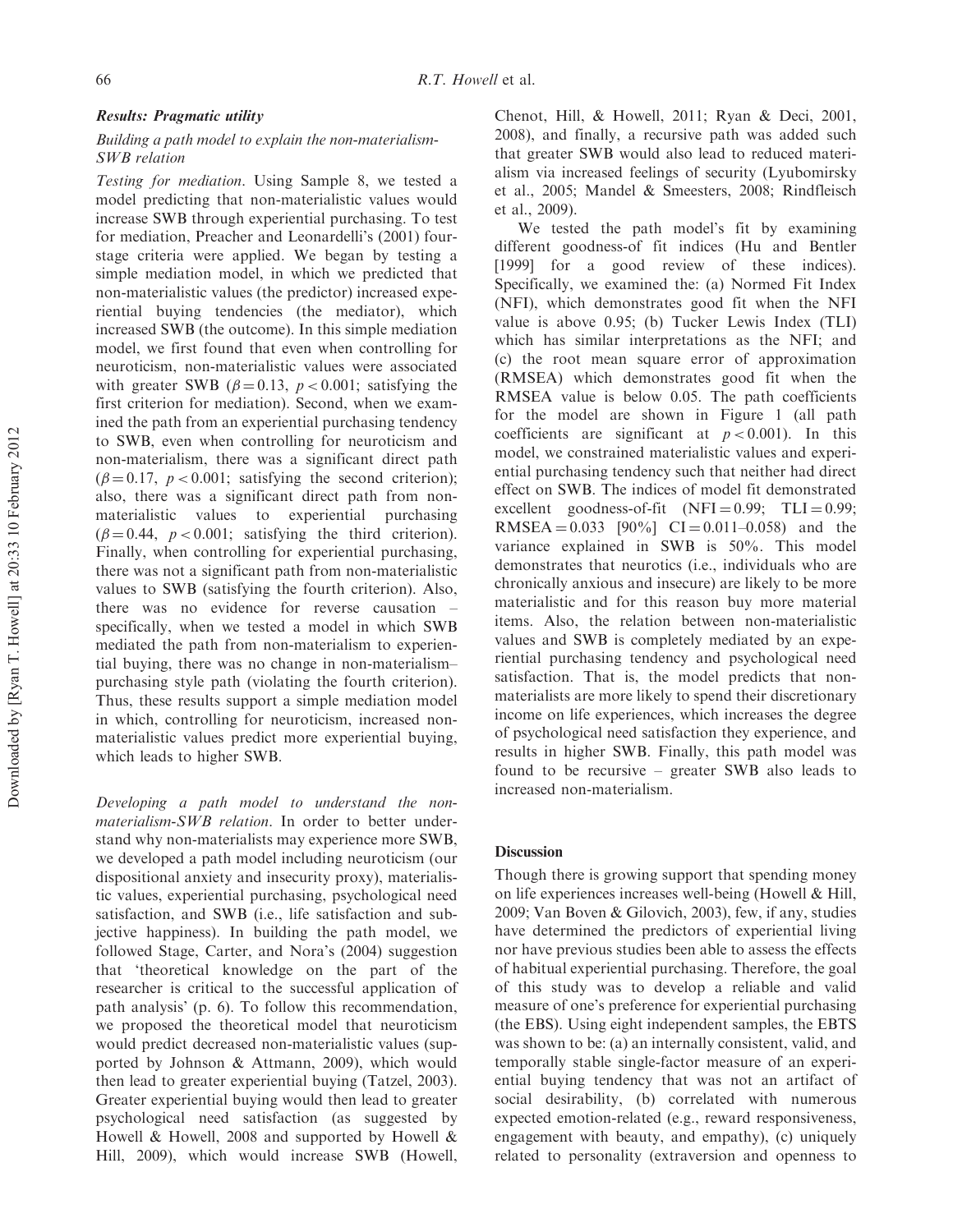### *Results: Pragmatic utility*

#### *Building a path model to explain the non-materialism-SWB relation*

*Testing for mediation*. Using Sample 8, we tested a model predicting that non-materialistic values would increase SWB through experiential purchasing. To test for mediation, Preacher and Leonardelli's (2001) four-stage criteria were applied. We began by testing a simple mediation model, in which we predicted that non-materialistic values (the predictor) increased experiential buying tendencies (the mediator), which increased SWB (the outcome). In this simple mediation model, we first found that even when controlling for neuroticism, non-materialistic values were associated with greater SWB ($\beta = 0.13$, $p < 0.001$; satisfying the first criterion for mediation). Second, when we examined the path from an experiential purchasing tendency to SWB, even when controlling for neuroticism and non-materialism, there was a significant direct path ($\beta = 0.17$, $p < 0.001$; satisfying the second criterion); also, there was a significant direct path from non-materialistic values to experiential purchasing ($\beta = 0.44$, $p < 0.001$; satisfying the third criterion). Finally, when controlling for experiential purchasing, there was not a significant path from non-materialistic values to SWB (satisfying the fourth criterion). Also, there was no evidence for reverse causation – specifically, when we tested a model in which SWB mediated the path from non-materialism to experiential buying, there was no change in non-materialism–purchasing style path (violating the fourth criterion). Thus, these results support a simple mediation model in which, controlling for neuroticism, increased non-materialistic values predict more experiential buying, which leads to higher SWB.

*Developing a path model to understand the non-materialism-SWB relation*. In order to better understand why non-materialists may experience more SWB, we developed a path model including neuroticism (our dispositional anxiety and insecurity proxy), materialistic values, experiential purchasing, psychological need satisfaction, and SWB (i.e., life satisfaction and subjective happiness). In building the path model, we followed Stage, Carter, and Nora's (2004) suggestion that 'theoretical knowledge on the part of the researcher is critical to the successful application of path analysis' (p. 6). To follow this recommendation, we proposed the theoretical model that neuroticism would predict decreased non-materialistic values (supported by Johnson & Attmann, 2009), which would then lead to greater experiential buying (Tatzel, 2003). Greater experiential buying would then lead to greater psychological need satisfaction (as suggested by Howell & Howell, 2008 and supported by Howell & Hill, 2009), which would increase SWB (Howell, Chenot, Hill, & Howell, 2011; Ryan & Deci, 2001, 2008), and finally, a recursive path was added such that greater SWB would also lead to reduced materialism via increased feelings of security (Lyubomirsky et al., 2005; Mandel & Smeesters, 2008; Rindfleisch et al., 2009).

We tested the path model's fit by examining different goodness-of fit indices (Hu and Bentler [1999] for a good review of these indices). Specifically, we examined the: (a) Normed Fit Index (NFI), which demonstrates good fit when the NFI value is above 0.95; (b) Tucker Lewis Index (TLI) which has similar interpretations as the NFI; and (c) the root mean square error of approximation (RMSEA) which demonstrates good fit when the RMSEA value is below 0.05. The path coefficients for the model are shown in Figure 1 (all path coefficients are significant at $p < 0.001$). In this model, we constrained materialistic values and experiential purchasing tendency such that neither had direct effect on SWB. The indices of model fit demonstrated excellent goodness-of-fit ($\text{NFI} = 0.99$; $\text{TLI} = 0.99$; $\text{RMSEA} = 0.033$ [90%] $\text{CI} = 0.011$–$0.058$) and the variance explained in SWB is 50%. This model demonstrates that neurotics (i.e., individuals who are chronically anxious and insecure) are likely to be more materialistic and for this reason buy more material items. Also, the relation between non-materialistic values and SWB is completely mediated by an experiential purchasing tendency and psychological need satisfaction. That is, the model predicts that non-materialists are more likely to spend their discretionary income on life experiences, which increases the degree of psychological need satisfaction they experience, and results in higher SWB. Finally, this path model was found to be recursive – greater SWB also leads to increased non-materialism.

## Discussion

Though there is growing support that spending money on life experiences increases well-being (Howell & Hill, 2009; Van Boven & Gilovich, 2003), few, if any, studies have determined the predictors of experiential living nor have previous studies been able to assess the effects of habitual experiential purchasing. Therefore, the goal of this study was to develop a reliable and valid measure of one's preference for experiential purchasing (the EBS). Using eight independent samples, the EBTS was shown to be: (a) an internally consistent, valid, and temporally stable single-factor measure of an experiential buying tendency that was not an artifact of social desirability, (b) correlated with numerous expected emotion-related (e.g., reward responsiveness, engagement with beauty, and empathy), (c) uniquely related to personality (extraversion and openness to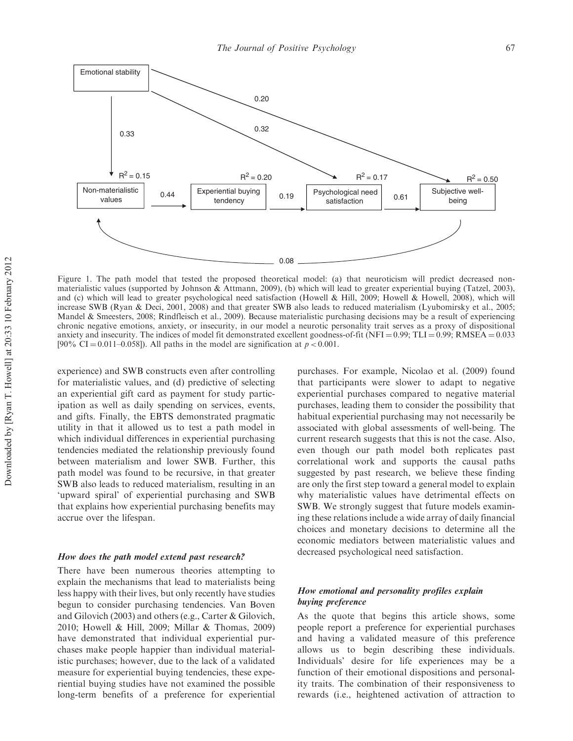Figure 1. The path model that tested the proposed theoretical model: (a) that neuroticism will predict decreased non-materialistic values (supported by Johnson & Attmann, 2009), (b) which will lead to greater experiential buying (Tatzel, 2003), and (c) which will lead to greater psychological need satisfaction (Howell & Hill, 2009; Howell & Howell, 2008), which will increase SWB (Ryan & Deci, 2001, 2008) and that greater SWB also leads to reduced materialism (Lyubomirsky et al., 2005; Mandel & Smeesters, 2008; Rindfleisch et al., 2009). Because materialistic purchasing decisions may be a result of experiencing chronic negative emotions, anxiety, or insecurity, in our model a neurotic personality trait serves as a proxy of dispositional anxiety and insecurity. The indices of model fit demonstrated excellent goodness-of-fit (NFI = 0.99; TLI = 0.99; RMSEA = 0.033 [90% CI = 0.011–0.058]). All paths in the model are signification at $p < 0.001$.

experience) and SWB constructs even after controlling for materialistic values, and (d) predictive of selecting an experiential gift card as payment for study participation as well as daily spending on services, events, and gifts. Finally, the EBTS demonstrated pragmatic utility in that it allowed us to test a path model in which individual differences in experiential purchasing tendencies mediated the relationship previously found between materialism and lower SWB. Further, this path model was found to be recursive, in that greater SWB also leads to reduced materialism, resulting in an 'upward spiral' of experiential purchasing and SWB that explains how experiential purchasing benefits may accrue over the lifespan.

### *How does the path model extend past research?*

There have been numerous theories attempting to explain the mechanisms that lead to materialists being less happy with their lives, but only recently have studies begun to consider purchasing tendencies. Van Boven and Gilovich (2003) and others (e.g., Carter & Gilovich, 2010; Howell & Hill, 2009; Millar & Thomas, 2009) have demonstrated that individual experiential purchases make people happier than individual materialistic purchases; however, due to the lack of a validated measure for experiential buying tendencies, these experiential buying studies have not examined the possible long-term benefits of a preference for experiential purchases. For example, Nicolao et al. (2009) found that participants were slower to adapt to negative experiential purchases compared to negative material purchases, leading them to consider the possibility that habitual experiential purchasing may not necessarily be associated with global assessments of well-being. The current research suggests that this is not the case. Also, even though our path model both replicates past correlational work and supports the causal paths suggested by past research, we believe these finding are only the first step toward a general model to explain why materialistic values have detrimental effects on SWB. We strongly suggest that future models examining these relations include a wide array of daily financial choices and monetary decisions to determine all the economic mediators between materialistic values and decreased psychological need satisfaction.

### *How emotional and personality profiles explain buying preference*

As the quote that begins this article shows, some people report a preference for experiential purchases and having a validated measure of this preference allows us to begin describing these individuals. Individuals' desire for life experiences may be a function of their emotional dispositions and personality traits. The combination of their responsiveness to rewards (i.e., heightened activation of attraction to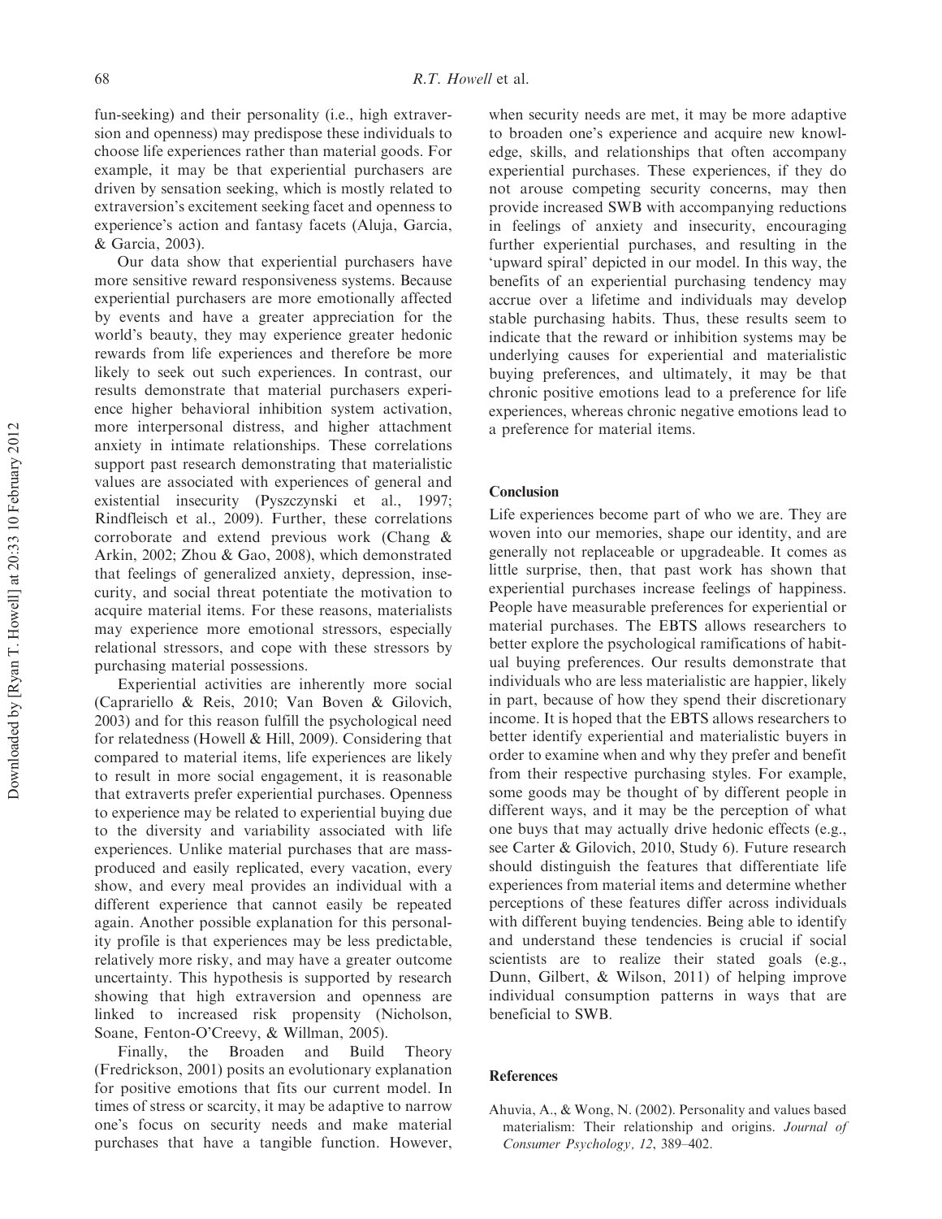fun-seeking) and their personality (i.e., high extraversion and openness) may predispose these individuals to choose life experiences rather than material goods. For example, it may be that experiential purchasers are driven by sensation seeking, which is mostly related to extraversion's excitement seeking facet and openness to experience's action and fantasy facets (Aluja, Garcia, & Garcia, 2003).

Our data show that experiential purchasers have more sensitive reward responsiveness systems. Because experiential purchasers are more emotionally affected by events and have a greater appreciation for the world's beauty, they may experience greater hedonic rewards from life experiences and therefore be more likely to seek out such experiences. In contrast, our results demonstrate that material purchasers experience higher behavioral inhibition system activation, more interpersonal distress, and higher attachment anxiety in intimate relationships. These correlations support past research demonstrating that materialistic values are associated with experiences of general and existential insecurity (Pyszczynski et al., 1997; Rindfleisch et al., 2009). Further, these correlations corroborate and extend previous work (Chang & Arkin, 2002; Zhou & Gao, 2008), which demonstrated that feelings of generalized anxiety, depression, insecurity, and social threat potentiate the motivation to acquire material items. For these reasons, materialists may experience more emotional stressors, especially relational stressors, and cope with these stressors by purchasing material possessions.

Experiential activities are inherently more social (Caprariello & Reis, 2010; Van Boven & Gilovich, 2003) and for this reason fulfill the psychological need for relatedness (Howell & Hill, 2009). Considering that compared to material items, life experiences are likely to result in more social engagement, it is reasonable that extraverts prefer experiential purchases. Openness to experience may be related to experiential buying due to the diversity and variability associated with life experiences. Unlike material purchases that are mass-produced and easily replicated, every vacation, every show, and every meal provides an individual with a different experience that cannot easily be repeated again. Another possible explanation for this personality profile is that experiences may be less predictable, relatively more risky, and may have a greater outcome uncertainty. This hypothesis is supported by research showing that high extraversion and openness are linked to increased risk propensity (Nicholson, Soane, Fenton-O'Creevy, & Willman, 2005).

Finally, the Broaden and Build Theory (Fredrickson, 2001) posits an evolutionary explanation for positive emotions that fits our current model. In times of stress or scarcity, it may be adaptive to narrow one's focus on security needs and make material purchases that have a tangible function. However, when security needs are met, it may be more adaptive to broaden one's experience and acquire new knowledge, skills, and relationships that often accompany experiential purchases. These experiences, if they do not arouse competing security concerns, may then provide increased SWB with accompanying reductions in feelings of anxiety and insecurity, encouraging further experiential purchases, and resulting in the 'upward spiral' depicted in our model. In this way, the benefits of an experiential purchasing tendency may accrue over a lifetime and individuals may develop stable purchasing habits. Thus, these results seem to indicate that the reward or inhibition systems may be underlying causes for experiential and materialistic buying preferences, and ultimately, it may be that chronic positive emotions lead to a preference for life experiences, whereas chronic negative emotions lead to a preference for material items.

## Conclusion

Life experiences become part of who we are. They are woven into our memories, shape our identity, and are generally not replaceable or upgradeable. It comes as little surprise, then, that past work has shown that experiential purchases increase feelings of happiness. People have measurable preferences for experiential or material purchases. The EBTS allows researchers to better explore the psychological ramifications of habitual buying preferences. Our results demonstrate that individuals who are less materialistic are happier, likely in part, because of how they spend their discretionary income. It is hoped that the EBTS allows researchers to better identify experiential and materialistic buyers in order to examine when and why they prefer and benefit from their respective purchasing styles. For example, some goods may be thought of by different people in different ways, and it may be the perception of what one buys that may actually drive hedonic effects (e.g., see Carter & Gilovich, 2010, Study 6). Future research should distinguish the features that differentiate life experiences from material items and determine whether perceptions of these features differ across individuals with different buying tendencies. Being able to identify and understand these tendencies is crucial if social scientists are to realize their stated goals (e.g., Dunn, Gilbert, & Wilson, 2011) of helping improve individual consumption patterns in ways that are beneficial to SWB.

## References

Ahuvia, A., & Wong, N. (2002). Personality and values based materialism: Their relationship and origins. *Journal of Consumer Psychology, 12*, 389–402.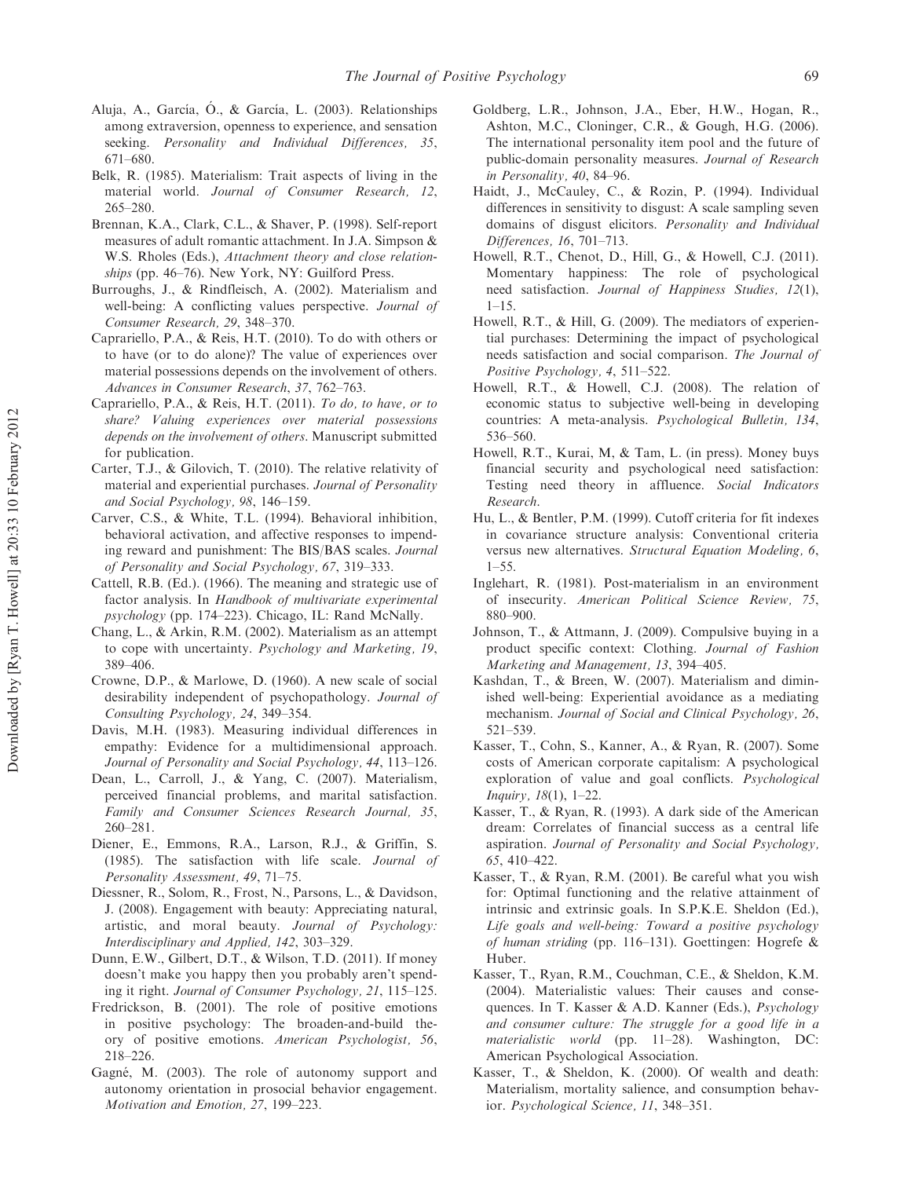Aluja, A., García, Ó., & García, L. (2003). Relationships among extraversion, openness to experience, and sensation seeking. *Personality and Individual Differences, 35*, 671–680.

Belk, R. (1985). Materialism: Trait aspects of living in the material world. *Journal of Consumer Research, 12*, 265–280.

Brennan, K.A., Clark, C.L., & Shaver, P. (1998). Self-report measures of adult romantic attachment. In J.A. Simpson & W.S. Rholes (Eds.), *Attachment theory and close relationships* (pp. 46–76). New York, NY: Guilford Press.

Burroughs, J., & Rindfleisch, A. (2002). Materialism and well-being: A conflicting values perspective. *Journal of Consumer Research, 29*, 348–370.

Caprariello, P.A., & Reis, H.T. (2010). To do with others or to have (or to do alone)? The value of experiences over material possessions depends on the involvement of others. *Advances in Consumer Research, 37*, 762–763.

Caprariello, P.A., & Reis, H.T. (2011). *To do, to have, or to share? Valuing experiences over material possessions depends on the involvement of others*. Manuscript submitted for publication.

Carter, T.J., & Gilovich, T. (2010). The relative relativity of material and experiential purchases. *Journal of Personality and Social Psychology, 98*, 146–159.

Carver, C.S., & White, T.L. (1994). Behavioral inhibition, behavioral activation, and affective responses to impending reward and punishment: The BIS/BAS scales. *Journal of Personality and Social Psychology, 67*, 319–333.

Cattell, R.B. (Ed.). (1966). The meaning and strategic use of factor analysis. In *Handbook of multivariate experimental psychology* (pp. 174–223). Chicago, IL: Rand McNally.

Chang, L., & Arkin, R.M. (2002). Materialism as an attempt to cope with uncertainty. *Psychology and Marketing, 19*, 389–406.

Crowne, D.P., & Marlowe, D. (1960). A new scale of social desirability independent of psychopathology. *Journal of Consulting Psychology, 24*, 349–354.

Davis, M.H. (1983). Measuring individual differences in empathy: Evidence for a multidimensional approach. *Journal of Personality and Social Psychology, 44*, 113–126.

Dean, L., Carroll, J., & Yang, C. (2007). Materialism, perceived financial problems, and marital satisfaction. *Family and Consumer Sciences Research Journal, 35*, 260–281.

Diener, E., Emmons, R.A., Larson, R.J., & Griffin, S. (1985). The satisfaction with life scale. *Journal of Personality Assessment, 49*, 71–75.

Diessner, R., Solom, R., Frost, N., Parsons, L., & Davidson, J. (2008). Engagement with beauty: Appreciating natural, artistic, and moral beauty. *Journal of Psychology: Interdisciplinary and Applied, 142*, 303–329.

Dunn, E.W., Gilbert, D.T., & Wilson, T.D. (2011). If money doesn't make you happy then you probably aren't spending it right. *Journal of Consumer Psychology, 21*, 115–125.

Fredrickson, B. (2001). The role of positive emotions in positive psychology: The broaden-and-build theory of positive emotions. *American Psychologist, 56*, 218–226.

Gagné, M. (2003). The role of autonomy support and autonomy orientation in prosocial behavior engagement. *Motivation and Emotion, 27*, 199–223.

Goldberg, L.R., Johnson, J.A., Eber, H.W., Hogan, R., Ashton, M.C., Cloninger, C.R., & Gough, H.G. (2006). The international personality item pool and the future of public-domain personality measures. *Journal of Research in Personality, 40*, 84–96.

Haidt, J., McCauley, C., & Rozin, P. (1994). Individual differences in sensitivity to disgust: A scale sampling seven domains of disgust elicitors. *Personality and Individual Differences, 16*, 701–713.

Howell, R.T., Chenot, D., Hill, G., & Howell, C.J. (2011). Momentary happiness: The role of psychological need satisfaction. *Journal of Happiness Studies, 12*(1), 1–15.

Howell, R.T., & Hill, G. (2009). The mediators of experiential purchases: Determining the impact of psychological needs satisfaction and social comparison. *The Journal of Positive Psychology, 4*, 511–522.

Howell, R.T., & Howell, C.J. (2008). The relation of economic status to subjective well-being in developing countries: A meta-analysis. *Psychological Bulletin, 134*, 536–560.

Howell, R.T., Kurai, M, & Tam, L. (in press). Money buys financial security and psychological need satisfaction: Testing need theory in affluence. *Social Indicators Research*.

Hu, L., & Bentler, P.M. (1999). Cutoff criteria for fit indexes in covariance structure analysis: Conventional criteria versus new alternatives. *Structural Equation Modeling, 6*, 1–55.

Inglehart, R. (1981). Post-materialism in an environment of insecurity. *American Political Science Review, 75*, 880–900.

Johnson, T., & Attmann, J. (2009). Compulsive buying in a product specific context: Clothing. *Journal of Fashion Marketing and Management, 13*, 394–405.

Kashdan, T., & Breen, W. (2007). Materialism and diminished well-being: Experiential avoidance as a mediating mechanism. *Journal of Social and Clinical Psychology, 26*, 521–539.

Kasser, T., Cohn, S., Kanner, A., & Ryan, R. (2007). Some costs of American corporate capitalism: A psychological exploration of value and goal conflicts. *Psychological Inquiry, 18*(1), 1–22.

Kasser, T., & Ryan, R. (1993). A dark side of the American dream: Correlates of financial success as a central life aspiration. *Journal of Personality and Social Psychology, 65*, 410–422.

Kasser, T., & Ryan, R.M. (2001). Be careful what you wish for: Optimal functioning and the relative attainment of intrinsic and extrinsic goals. In S.P.K.E. Sheldon (Ed.), *Life goals and well-being: Toward a positive psychology of human striding* (pp. 116–131). Goettingen: Hogrefe & Huber.

Kasser, T., Ryan, R.M., Couchman, C.E., & Sheldon, K.M. (2004). Materialistic values: Their causes and consequences. In T. Kasser & A.D. Kanner (Eds.), *Psychology and consumer culture: The struggle for a good life in a materialistic world* (pp. 11–28). Washington, DC: American Psychological Association.

Kasser, T., & Sheldon, K. (2000). Of wealth and death: Materialism, mortality salience, and consumption behavior. *Psychological Science, 11*, 348–351.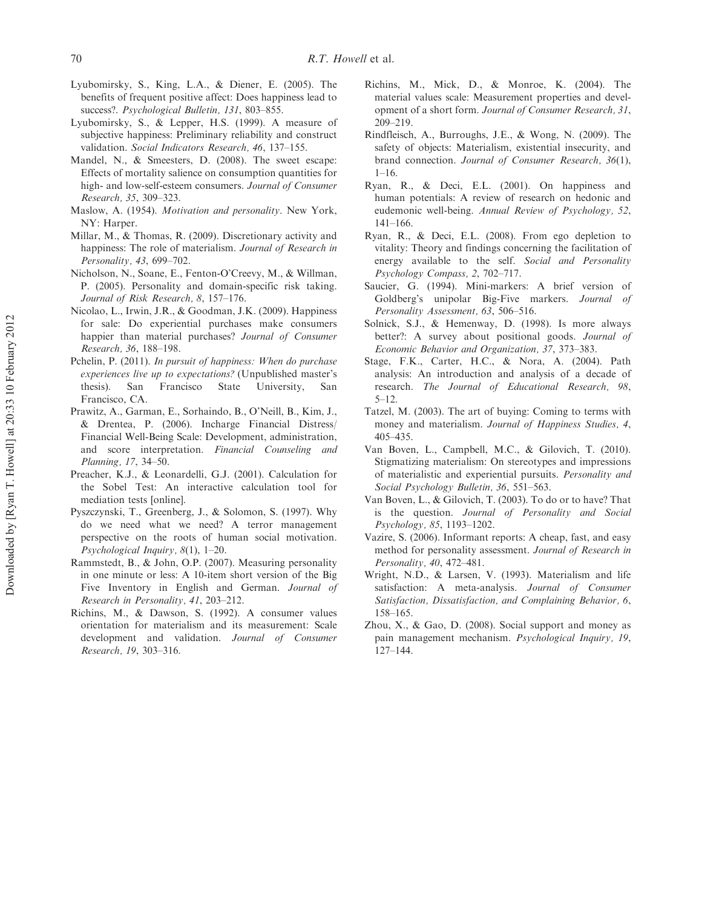Lyubomirsky, S., King, L.A., & Diener, E. (2005). The benefits of frequent positive affect: Does happiness lead to success?. *Psychological Bulletin, 131*, 803–855.

Lyubomirsky, S., & Lepper, H.S. (1999). A measure of subjective happiness: Preliminary reliability and construct validation. *Social Indicators Research, 46*, 137–155.

Mandel, N., & Smeesters, D. (2008). The sweet escape: Effects of mortality salience on consumption quantities for high- and low-self-esteem consumers. *Journal of Consumer Research, 35*, 309–323.

Maslow, A. (1954). *Motivation and personality*. New York, NY: Harper.

Millar, M., & Thomas, R. (2009). Discretionary activity and happiness: The role of materialism. *Journal of Research in Personality, 43*, 699–702.

Nicholson, N., Soane, E., Fenton-O'Creevy, M., & Willman, P. (2005). Personality and domain-specific risk taking. *Journal of Risk Research, 8*, 157–176.

Nicolao, L., Irwin, J.R., & Goodman, J.K. (2009). Happiness for sale: Do experiential purchases make consumers happier than material purchases? *Journal of Consumer Research, 36*, 188–198.

Pchelin, P. (2011). *In pursuit of happiness: When do purchase experiences live up to expectations?* (Unpublished master's thesis). San Francisco State University, San Francisco, CA.

Prawitz, A., Garman, E., Sorhaindo, B., O'Neill, B., Kim, J., & Drentea, P. (2006). Incharge Financial Distress/Financial Well-Being Scale: Development, administration, and score interpretation. *Financial Counseling and Planning, 17*, 34–50.

Preacher, K.J., & Leonardelli, G.J. (2001). Calculation for the Sobel Test: An interactive calculation tool for mediation tests [online].

Pyszczynski, T., Greenberg, J., & Solomon, S. (1997). Why do we need what we need? A terror management perspective on the roots of human social motivation. *Psychological Inquiry, 8*(1), 1–20.

Rammstedt, B., & John, O.P. (2007). Measuring personality in one minute or less: A 10-item short version of the Big Five Inventory in English and German. *Journal of Research in Personality, 41*, 203–212.

Richins, M., & Dawson, S. (1992). A consumer values orientation for materialism and its measurement: Scale development and validation. *Journal of Consumer Research, 19*, 303–316.

Richins, M., Mick, D., & Monroe, K. (2004). The material values scale: Measurement properties and development of a short form. *Journal of Consumer Research, 31*, 209–219.

Rindfleisch, A., Burroughs, J.E., & Wong, N. (2009). The safety of objects: Materialism, existential insecurity, and brand connection. *Journal of Consumer Research, 36*(1), 1–16.

Ryan, R., & Deci, E.L. (2001). On happiness and human potentials: A review of research on hedonic and eudemonic well-being. *Annual Review of Psychology, 52*, 141–166.

Ryan, R., & Deci, E.L. (2008). From ego depletion to vitality: Theory and findings concerning the facilitation of energy available to the self. *Social and Personality Psychology Compass, 2*, 702–717.

Saucier, G. (1994). Mini-markers: A brief version of Goldberg's unipolar Big-Five markers. *Journal of Personality Assessment, 63*, 506–516.

Solnick, S.J., & Hemenway, D. (1998). Is more always better?: A survey about positional goods. *Journal of Economic Behavior and Organization, 37*, 373–383.

Stage, F.K., Carter, H.C., & Nora, A. (2004). Path analysis: An introduction and analysis of a decade of research. *The Journal of Educational Research, 98*, 5–12.

Tatzel, M. (2003). The art of buying: Coming to terms with money and materialism. *Journal of Happiness Studies, 4*, 405–435.

Van Boven, L., Campbell, M.C., & Gilovich, T. (2010). Stigmatizing materialism: On stereotypes and impressions of materialistic and experiential pursuits. *Personality and Social Psychology Bulletin, 36*, 551–563.

Van Boven, L., & Gilovich, T. (2003). To do or to have? That is the question. *Journal of Personality and Social Psychology, 85*, 1193–1202.

Vazire, S. (2006). Informant reports: A cheap, fast, and easy method for personality assessment. *Journal of Research in Personality, 40*, 472–481.

Wright, N.D., & Larsen, V. (1993). Materialism and life satisfaction: A meta-analysis. *Journal of Consumer Satisfaction, Dissatisfaction, and Complaining Behavior, 6*, 158–165.

Zhou, X., & Gao, D. (2008). Social support and money as pain management mechanism. *Psychological Inquiry, 19*, 127–144.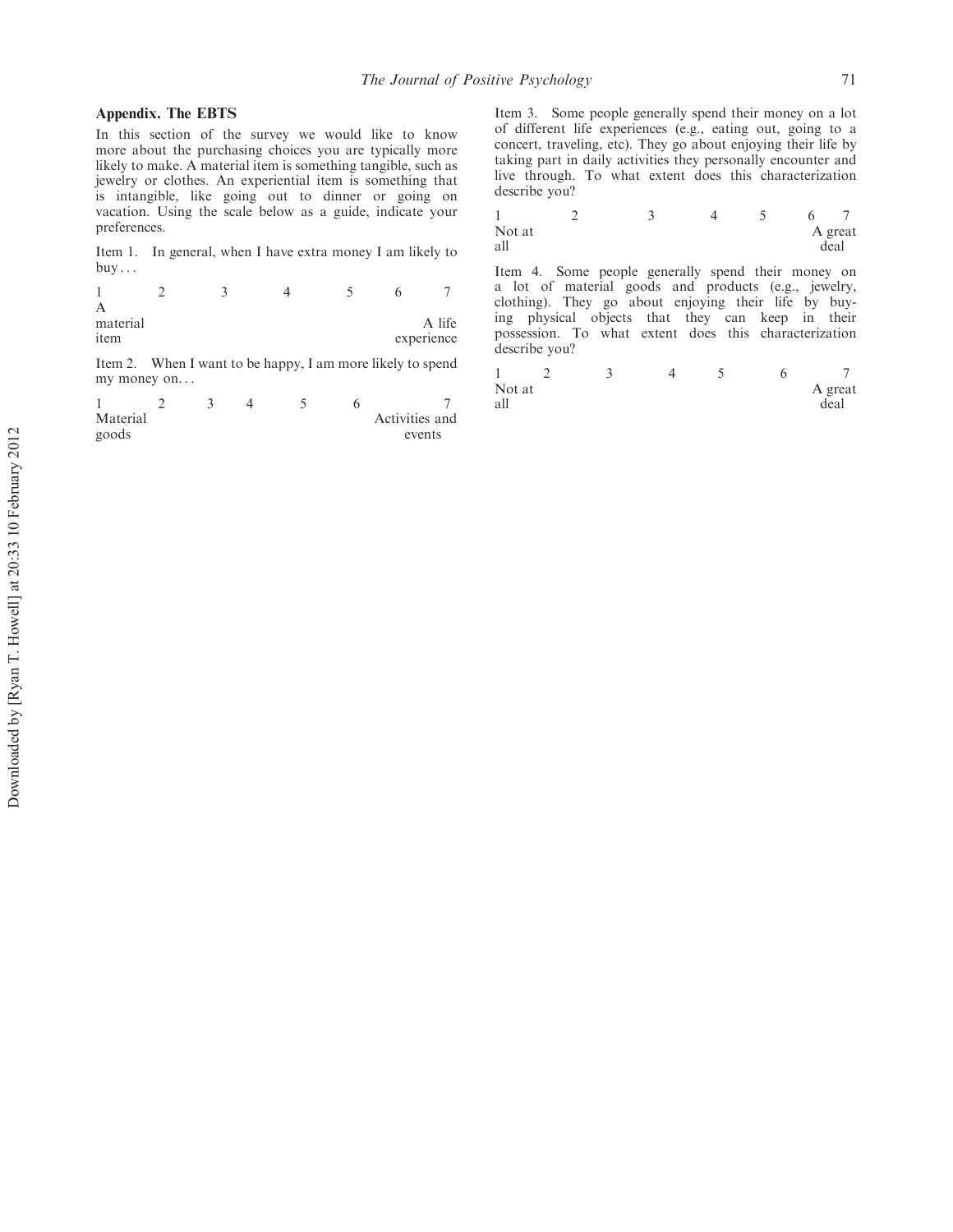## Appendix. The EBTS

In this section of the survey we would like to know more about the purchasing choices you are typically more likely to make. A material item is something tangible, such as jewelry or clothes. An experiential item is something that is intangible, like going out to dinner or going on vacation. Using the scale below as a guide, indicate your preferences.

Item 1. In general, when I have extra money I am likely to buy…

| 1 | 2 | 3 | 4 | 5 | 6 | 7 |
|---|---|---|---|---|---|---|
| A material item | | | | | | A life experience |

Item 2. When I want to be happy, I am more likely to spend my money on…

| 1 | 2 | 3 | 4 | 5 | 6 | 7 |
|---|---|---|---|---|---|---|
| Material goods | | | | | | Activities and events |

Item 3. Some people generally spend their money on a lot of different life experiences (e.g., eating out, going to a concert, traveling, etc). They go about enjoying their life by taking part in daily activities they personally encounter and live through. To what extent does this characterization describe you?

| 1 | 2 | 3 | 4 | 5 | 6 | 7 |
|---|---|---|---|---|---|---|
| Not at all | | | | | | A great deal |

Item 4. Some people generally spend their money on a lot of material goods and products (e.g., jewelry, clothing). They go about enjoying their life by buying physical objects that they can keep in their possession. To what extent does this characterization describe you?

| 1 | 2 | 3 | 4 | 5 | 6 | 7 |
|---|---|---|---|---|---|---|
| Not at all | | | | | | A great deal |